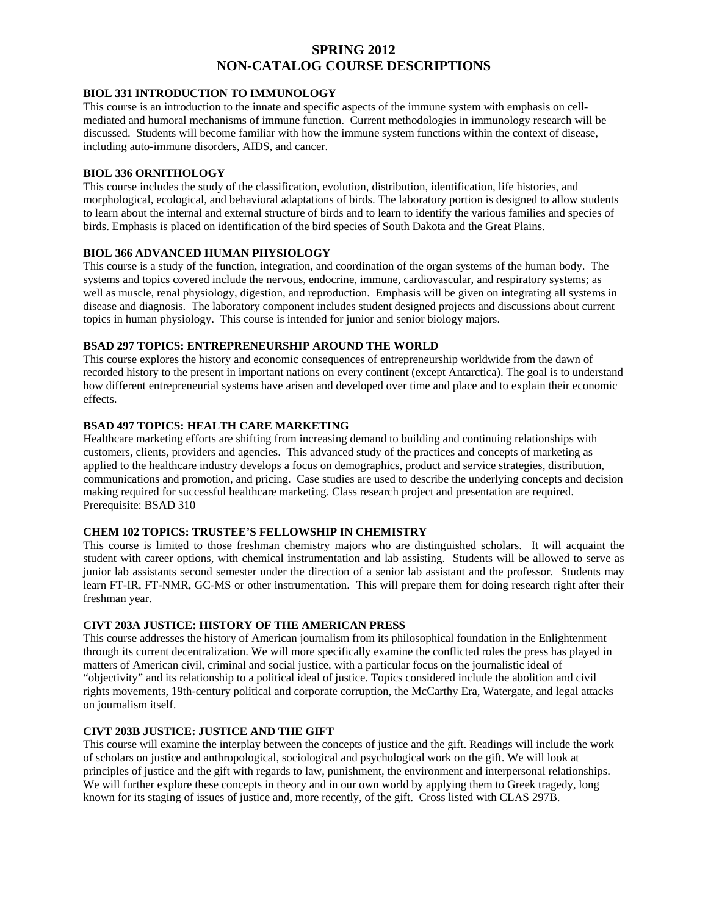# SPRING 2012
# NON-CATALOG COURSE DESCRIPTIONS

### BIOL 331 INTRODUCTION TO IMMUNOLOGY

This course is an introduction to the innate and specific aspects of the immune system with emphasis on cell-mediated and humoral mechanisms of immune function. Current methodologies in immunology research will be discussed. Students will become familiar with how the immune system functions within the context of disease, including auto-immune disorders, AIDS, and cancer.

### BIOL 336 ORNITHOLOGY

This course includes the study of the classification, evolution, distribution, identification, life histories, and morphological, ecological, and behavioral adaptations of birds. The laboratory portion is designed to allow students to learn about the internal and external structure of birds and to learn to identify the various families and species of birds. Emphasis is placed on identification of the bird species of South Dakota and the Great Plains.

### BIOL 366 ADVANCED HUMAN PHYSIOLOGY

This course is a study of the function, integration, and coordination of the organ systems of the human body. The systems and topics covered include the nervous, endocrine, immune, cardiovascular, and respiratory systems; as well as muscle, renal physiology, digestion, and reproduction. Emphasis will be given on integrating all systems in disease and diagnosis. The laboratory component includes student designed projects and discussions about current topics in human physiology. This course is intended for junior and senior biology majors.

### BSAD 297 TOPICS: ENTREPRENEURSHIP AROUND THE WORLD

This course explores the history and economic consequences of entrepreneurship worldwide from the dawn of recorded history to the present in important nations on every continent (except Antarctica). The goal is to understand how different entrepreneurial systems have arisen and developed over time and place and to explain their economic effects.

### BSAD 497 TOPICS: HEALTH CARE MARKETING

Healthcare marketing efforts are shifting from increasing demand to building and continuing relationships with customers, clients, providers and agencies. This advanced study of the practices and concepts of marketing as applied to the healthcare industry develops a focus on demographics, product and service strategies, distribution, communications and promotion, and pricing. Case studies are used to describe the underlying concepts and decision making required for successful healthcare marketing. Class research project and presentation are required.
Prerequisite: BSAD 310

### CHEM 102 TOPICS: TRUSTEE'S FELLOWSHIP IN CHEMISTRY

This course is limited to those freshman chemistry majors who are distinguished scholars. It will acquaint the student with career options, with chemical instrumentation and lab assisting. Students will be allowed to serve as junior lab assistants second semester under the direction of a senior lab assistant and the professor. Students may learn FT-IR, FT-NMR, GC-MS or other instrumentation. This will prepare them for doing research right after their freshman year.

### CIVT 203A JUSTICE: HISTORY OF THE AMERICAN PRESS

This course addresses the history of American journalism from its philosophical foundation in the Enlightenment through its current decentralization. We will more specifically examine the conflicted roles the press has played in matters of American civil, criminal and social justice, with a particular focus on the journalistic ideal of "objectivity" and its relationship to a political ideal of justice. Topics considered include the abolition and civil rights movements, 19th-century political and corporate corruption, the McCarthy Era, Watergate, and legal attacks on journalism itself.

### CIVT 203B JUSTICE: JUSTICE AND THE GIFT

This course will examine the interplay between the concepts of justice and the gift. Readings will include the work of scholars on justice and anthropological, sociological and psychological work on the gift. We will look at principles of justice and the gift with regards to law, punishment, the environment and interpersonal relationships. We will further explore these concepts in theory and in our own world by applying them to Greek tragedy, long known for its staging of issues of justice and, more recently, of the gift. Cross listed with CLAS 297B.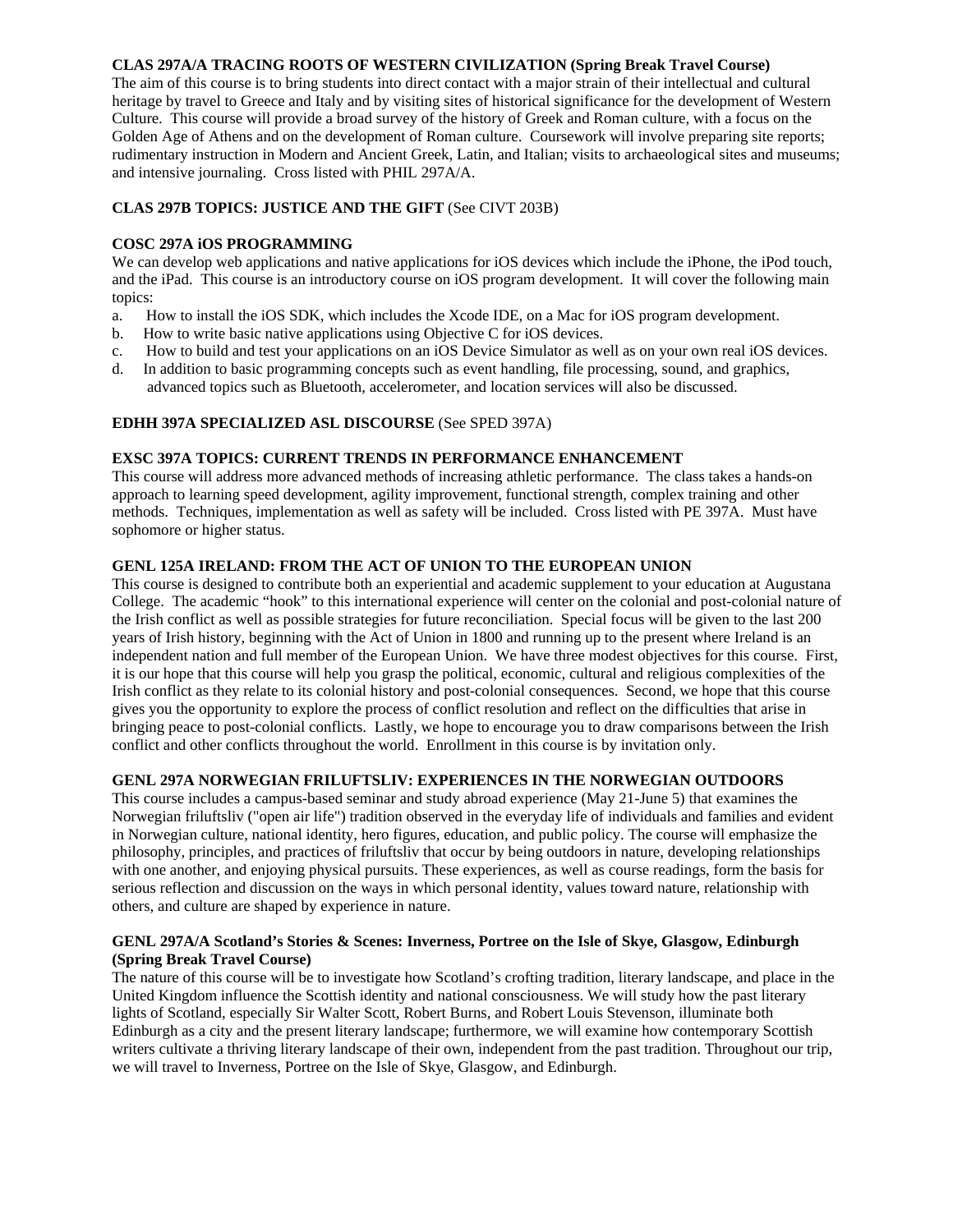**CLAS 297A/A TRACING ROOTS OF WESTERN CIVILIZATION (Spring Break Travel Course)**
The aim of this course is to bring students into direct contact with a major strain of their intellectual and cultural heritage by travel to Greece and Italy and by visiting sites of historical significance for the development of Western Culture. This course will provide a broad survey of the history of Greek and Roman culture, with a focus on the Golden Age of Athens and on the development of Roman culture. Coursework will involve preparing site reports; rudimentary instruction in Modern and Ancient Greek, Latin, and Italian; visits to archaeological sites and museums; and intensive journaling. Cross listed with PHIL 297A/A.

**CLAS 297B TOPICS: JUSTICE AND THE GIFT** (See CIVT 203B)

**COSC 297A iOS PROGRAMMING**
We can develop web applications and native applications for iOS devices which include the iPhone, the iPod touch, and the iPad. This course is an introductory course on iOS program development. It will cover the following main topics:

a. How to install the iOS SDK, which includes the Xcode IDE, on a Mac for iOS program development.
b. How to write basic native applications using Objective C for iOS devices.
c. How to build and test your applications on an iOS Device Simulator as well as on your own real iOS devices.
d. In addition to basic programming concepts such as event handling, file processing, sound, and graphics, advanced topics such as Bluetooth, accelerometer, and location services will also be discussed.

**EDHH 397A SPECIALIZED ASL DISCOURSE** (See SPED 397A)

**EXSC 397A TOPICS: CURRENT TRENDS IN PERFORMANCE ENHANCEMENT**
This course will address more advanced methods of increasing athletic performance. The class takes a hands-on approach to learning speed development, agility improvement, functional strength, complex training and other methods. Techniques, implementation as well as safety will be included. Cross listed with PE 397A. Must have sophomore or higher status.

**GENL 125A IRELAND: FROM THE ACT OF UNION TO THE EUROPEAN UNION**
This course is designed to contribute both an experiential and academic supplement to your education at Augustana College. The academic "hook" to this international experience will center on the colonial and post-colonial nature of the Irish conflict as well as possible strategies for future reconciliation. Special focus will be given to the last 200 years of Irish history, beginning with the Act of Union in 1800 and running up to the present where Ireland is an independent nation and full member of the European Union. We have three modest objectives for this course. First, it is our hope that this course will help you grasp the political, economic, cultural and religious complexities of the Irish conflict as they relate to its colonial history and post-colonial consequences. Second, we hope that this course gives you the opportunity to explore the process of conflict resolution and reflect on the difficulties that arise in bringing peace to post-colonial conflicts. Lastly, we hope to encourage you to draw comparisons between the Irish conflict and other conflicts throughout the world. Enrollment in this course is by invitation only.

**GENL 297A NORWEGIAN FRILUFTSLIV: EXPERIENCES IN THE NORWEGIAN OUTDOORS**
This course includes a campus-based seminar and study abroad experience (May 21-June 5) that examines the Norwegian friluftsliv ("open air life") tradition observed in the everyday life of individuals and families and evident in Norwegian culture, national identity, hero figures, education, and public policy. The course will emphasize the philosophy, principles, and practices of friluftsliv that occur by being outdoors in nature, developing relationships with one another, and enjoying physical pursuits. These experiences, as well as course readings, form the basis for serious reflection and discussion on the ways in which personal identity, values toward nature, relationship with others, and culture are shaped by experience in nature.

**GENL 297A/A Scotland's Stories & Scenes: Inverness, Portree on the Isle of Skye, Glasgow, Edinburgh (Spring Break Travel Course)**
The nature of this course will be to investigate how Scotland's crofting tradition, literary landscape, and place in the United Kingdom influence the Scottish identity and national consciousness. We will study how the past literary lights of Scotland, especially Sir Walter Scott, Robert Burns, and Robert Louis Stevenson, illuminate both Edinburgh as a city and the present literary landscape; furthermore, we will examine how contemporary Scottish writers cultivate a thriving literary landscape of their own, independent from the past tradition. Throughout our trip, we will travel to Inverness, Portree on the Isle of Skye, Glasgow, and Edinburgh.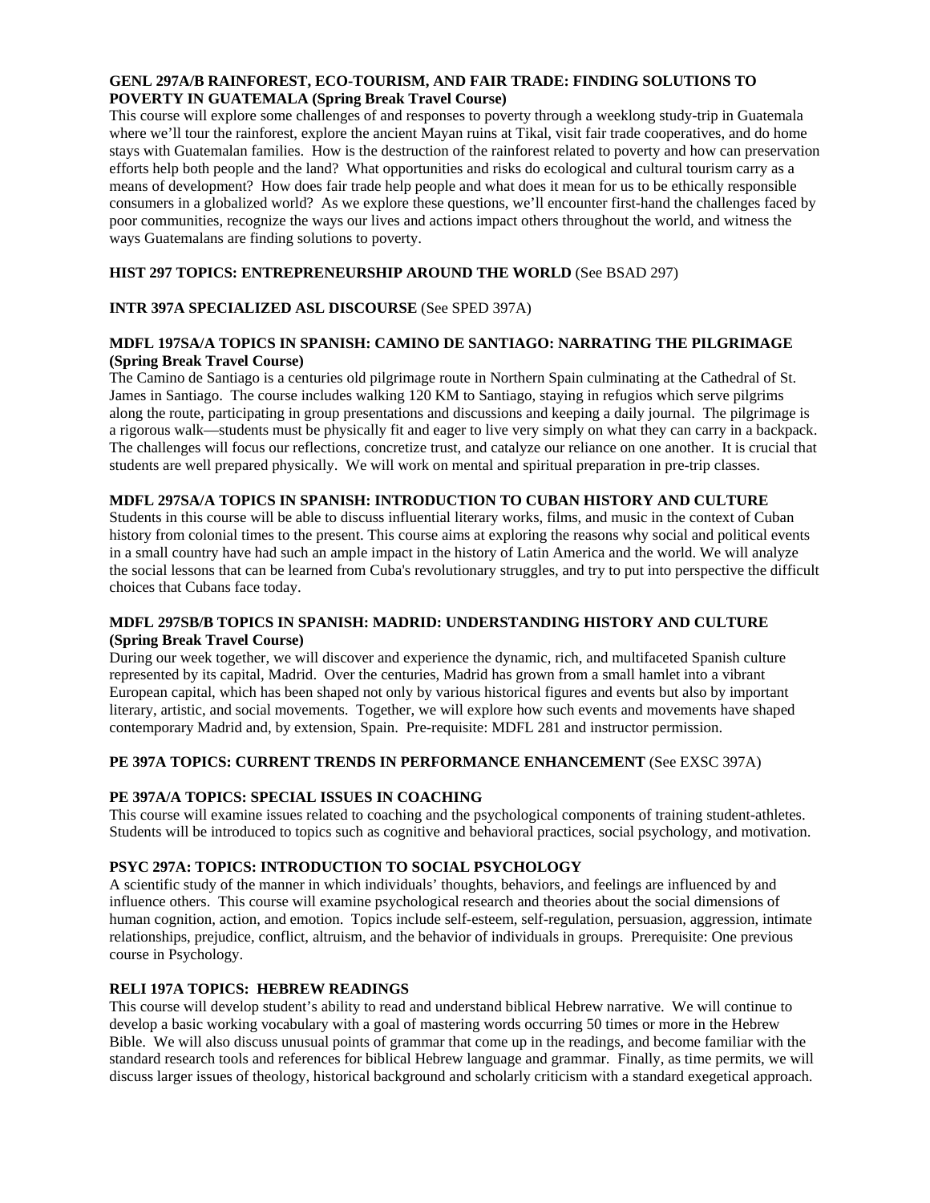**GENL 297A/B RAINFOREST, ECO-TOURISM, AND FAIR TRADE: FINDING SOLUTIONS TO POVERTY IN GUATEMALA (Spring Break Travel Course)**

This course will explore some challenges of and responses to poverty through a weeklong study-trip in Guatemala where we'll tour the rainforest, explore the ancient Mayan ruins at Tikal, visit fair trade cooperatives, and do home stays with Guatemalan families. How is the destruction of the rainforest related to poverty and how can preservation efforts help both people and the land? What opportunities and risks do ecological and cultural tourism carry as a means of development? How does fair trade help people and what does it mean for us to be ethically responsible consumers in a globalized world? As we explore these questions, we'll encounter first-hand the challenges faced by poor communities, recognize the ways our lives and actions impact others throughout the world, and witness the ways Guatemalans are finding solutions to poverty.

**HIST 297 TOPICS: ENTREPRENEURSHIP AROUND THE WORLD** (See BSAD 297)

**INTR 397A SPECIALIZED ASL DISCOURSE** (See SPED 397A)

**MDFL 197SA/A TOPICS IN SPANISH: CAMINO DE SANTIAGO: NARRATING THE PILGRIMAGE (Spring Break Travel Course)**

The Camino de Santiago is a centuries old pilgrimage route in Northern Spain culminating at the Cathedral of St. James in Santiago. The course includes walking 120 KM to Santiago, staying in refugios which serve pilgrims along the route, participating in group presentations and discussions and keeping a daily journal. The pilgrimage is a rigorous walk—students must be physically fit and eager to live very simply on what they can carry in a backpack. The challenges will focus our reflections, concretize trust, and catalyze our reliance on one another. It is crucial that students are well prepared physically. We will work on mental and spiritual preparation in pre-trip classes.

**MDFL 297SA/A TOPICS IN SPANISH: INTRODUCTION TO CUBAN HISTORY AND CULTURE**

Students in this course will be able to discuss influential literary works, films, and music in the context of Cuban history from colonial times to the present. This course aims at exploring the reasons why social and political events in a small country have had such an ample impact in the history of Latin America and the world. We will analyze the social lessons that can be learned from Cuba's revolutionary struggles, and try to put into perspective the difficult choices that Cubans face today.

**MDFL 297SB/B TOPICS IN SPANISH: MADRID: UNDERSTANDING HISTORY AND CULTURE (Spring Break Travel Course)**

During our week together, we will discover and experience the dynamic, rich, and multifaceted Spanish culture represented by its capital, Madrid. Over the centuries, Madrid has grown from a small hamlet into a vibrant European capital, which has been shaped not only by various historical figures and events but also by important literary, artistic, and social movements. Together, we will explore how such events and movements have shaped contemporary Madrid and, by extension, Spain. Pre-requisite: MDFL 281 and instructor permission.

**PE 397A TOPICS: CURRENT TRENDS IN PERFORMANCE ENHANCEMENT** (See EXSC 397A)

**PE 397A/A TOPICS: SPECIAL ISSUES IN COACHING**

This course will examine issues related to coaching and the psychological components of training student-athletes. Students will be introduced to topics such as cognitive and behavioral practices, social psychology, and motivation.

**PSYC 297A: TOPICS: INTRODUCTION TO SOCIAL PSYCHOLOGY**

A scientific study of the manner in which individuals' thoughts, behaviors, and feelings are influenced by and influence others. This course will examine psychological research and theories about the social dimensions of human cognition, action, and emotion. Topics include self-esteem, self-regulation, persuasion, aggression, intimate relationships, prejudice, conflict, altruism, and the behavior of individuals in groups. Prerequisite: One previous course in Psychology.

**RELI 197A TOPICS: HEBREW READINGS**

This course will develop student's ability to read and understand biblical Hebrew narrative. We will continue to develop a basic working vocabulary with a goal of mastering words occurring 50 times or more in the Hebrew Bible. We will also discuss unusual points of grammar that come up in the readings, and become familiar with the standard research tools and references for biblical Hebrew language and grammar. Finally, as time permits, we will discuss larger issues of theology, historical background and scholarly criticism with a standard exegetical approach.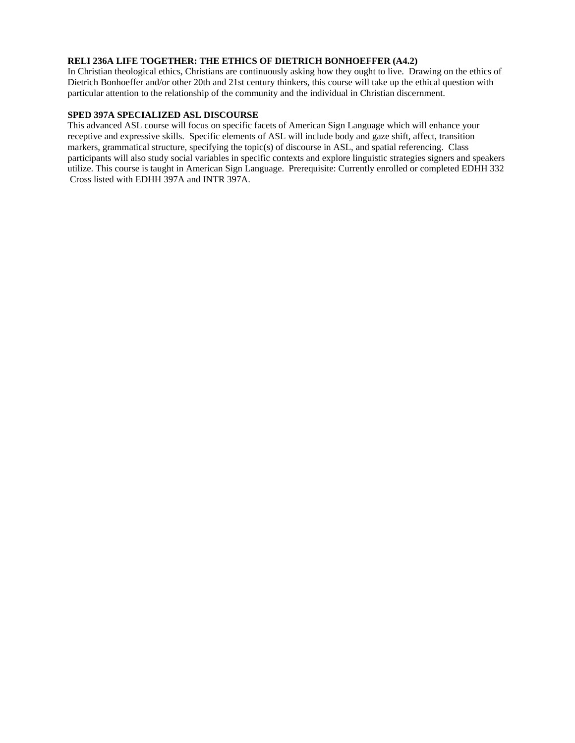**RELI 236A LIFE TOGETHER: THE ETHICS OF DIETRICH BONHOEFFER (A4.2)**
In Christian theological ethics, Christians are continuously asking how they ought to live. Drawing on the ethics of Dietrich Bonhoeffer and/or other 20th and 21st century thinkers, this course will take up the ethical question with particular attention to the relationship of the community and the individual in Christian discernment.

**SPED 397A SPECIALIZED ASL DISCOURSE**
This advanced ASL course will focus on specific facets of American Sign Language which will enhance your receptive and expressive skills. Specific elements of ASL will include body and gaze shift, affect, transition markers, grammatical structure, specifying the topic(s) of discourse in ASL, and spatial referencing. Class participants will also study social variables in specific contexts and explore linguistic strategies signers and speakers utilize. This course is taught in American Sign Language. Prerequisite: Currently enrolled or completed EDHH 332 Cross listed with EDHH 397A and INTR 397A.